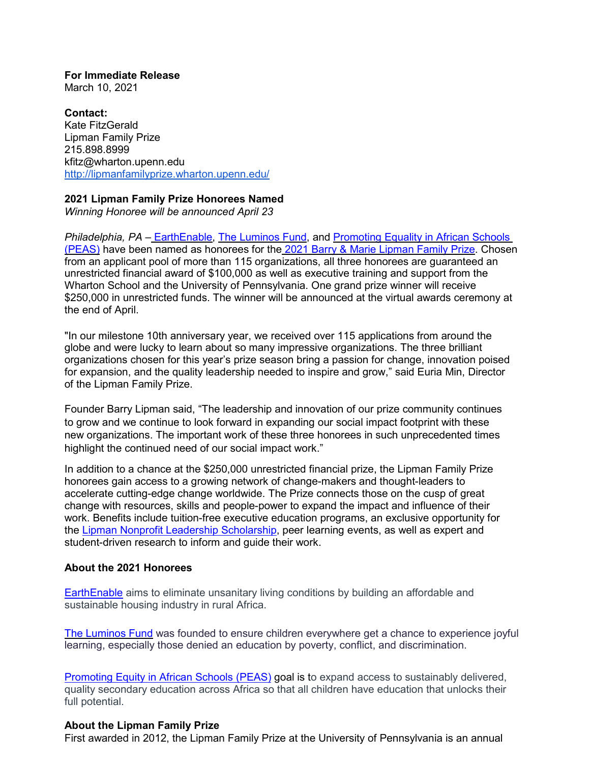**For Immediate Release**
March 10, 2021

**Contact:**
Kate FitzGerald
Lipman Family Prize
215.898.8999
kfitz@wharton.upenn.edu
http://lipmanfamilyprize.wharton.upenn.edu/

**2021 Lipman Family Prize Honorees Named**
*Winning Honoree will be announced April 23*

*Philadelphia, PA* – EarthEnable, The Luminos Fund, and Promoting Equality in African Schools (PEAS) have been named as honorees for the 2021 Barry & Marie Lipman Family Prize. Chosen from an applicant pool of more than 115 organizations, all three honorees are guaranteed an unrestricted financial award of $100,000 as well as executive training and support from the Wharton School and the University of Pennsylvania. One grand prize winner will receive $250,000 in unrestricted funds. The winner will be announced at the virtual awards ceremony at the end of April.

"In our milestone 10th anniversary year, we received over 115 applications from around the globe and were lucky to learn about so many impressive organizations. The three brilliant organizations chosen for this year's prize season bring a passion for change, innovation poised for expansion, and the quality leadership needed to inspire and grow," said Euria Min, Director of the Lipman Family Prize.

Founder Barry Lipman said, "The leadership and innovation of our prize community continues to grow and we continue to look forward in expanding our social impact footprint with these new organizations. The important work of these three honorees in such unprecedented times highlight the continued need of our social impact work."

In addition to a chance at the $250,000 unrestricted financial prize, the Lipman Family Prize honorees gain access to a growing network of change-makers and thought-leaders to accelerate cutting-edge change worldwide. The Prize connects those on the cusp of great change with resources, skills and people-power to expand the impact and influence of their work. Benefits include tuition-free executive education programs, an exclusive opportunity for the Lipman Nonprofit Leadership Scholarship, peer learning events, as well as expert and student-driven research to inform and guide their work.

**About the 2021 Honorees**

EarthEnable aims to eliminate unsanitary living conditions by building an affordable and sustainable housing industry in rural Africa.

The Luminos Fund was founded to ensure children everywhere get a chance to experience joyful learning, especially those denied an education by poverty, conflict, and discrimination.

Promoting Equity in African Schools (PEAS) goal is to expand access to sustainably delivered, quality secondary education across Africa so that all children have education that unlocks their full potential.

**About the Lipman Family Prize**
First awarded in 2012, the Lipman Family Prize at the University of Pennsylvania is an annual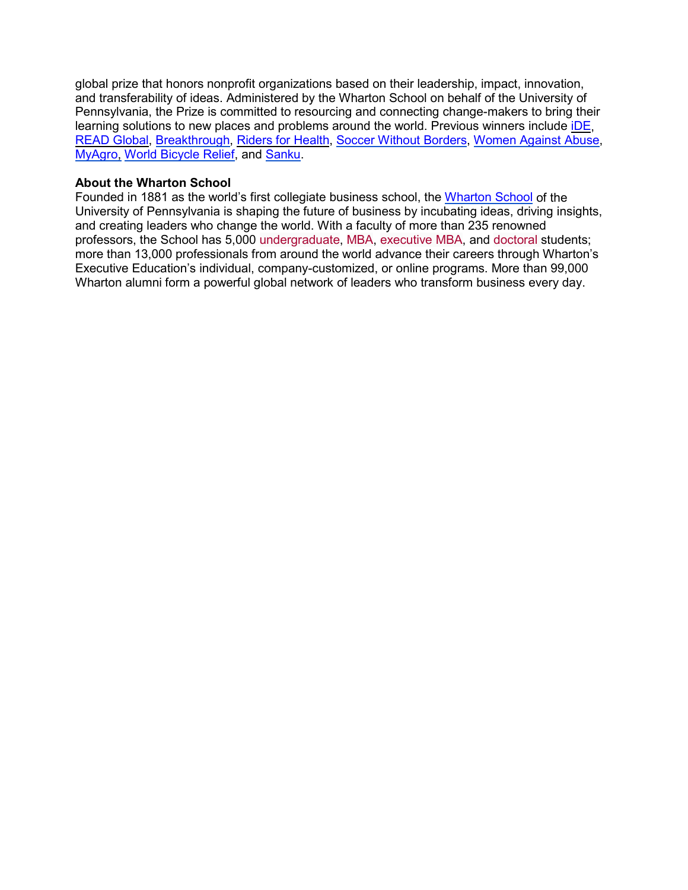global prize that honors nonprofit organizations based on their leadership, impact, innovation, and transferability of ideas. Administered by the Wharton School on behalf of the University of Pennsylvania, the Prize is committed to resourcing and connecting change-makers to bring their learning solutions to new places and problems around the world. Previous winners include iDE, READ Global, Breakthrough, Riders for Health, Soccer Without Borders, Women Against Abuse, MyAgro, World Bicycle Relief, and Sanku.

**About the Wharton School**

Founded in 1881 as the world's first collegiate business school, the Wharton School of the University of Pennsylvania is shaping the future of business by incubating ideas, driving insights, and creating leaders who change the world. With a faculty of more than 235 renowned professors, the School has 5,000 undergraduate, MBA, executive MBA, and doctoral students; more than 13,000 professionals from around the world advance their careers through Wharton's Executive Education's individual, company-customized, or online programs. More than 99,000 Wharton alumni form a powerful global network of leaders who transform business every day.